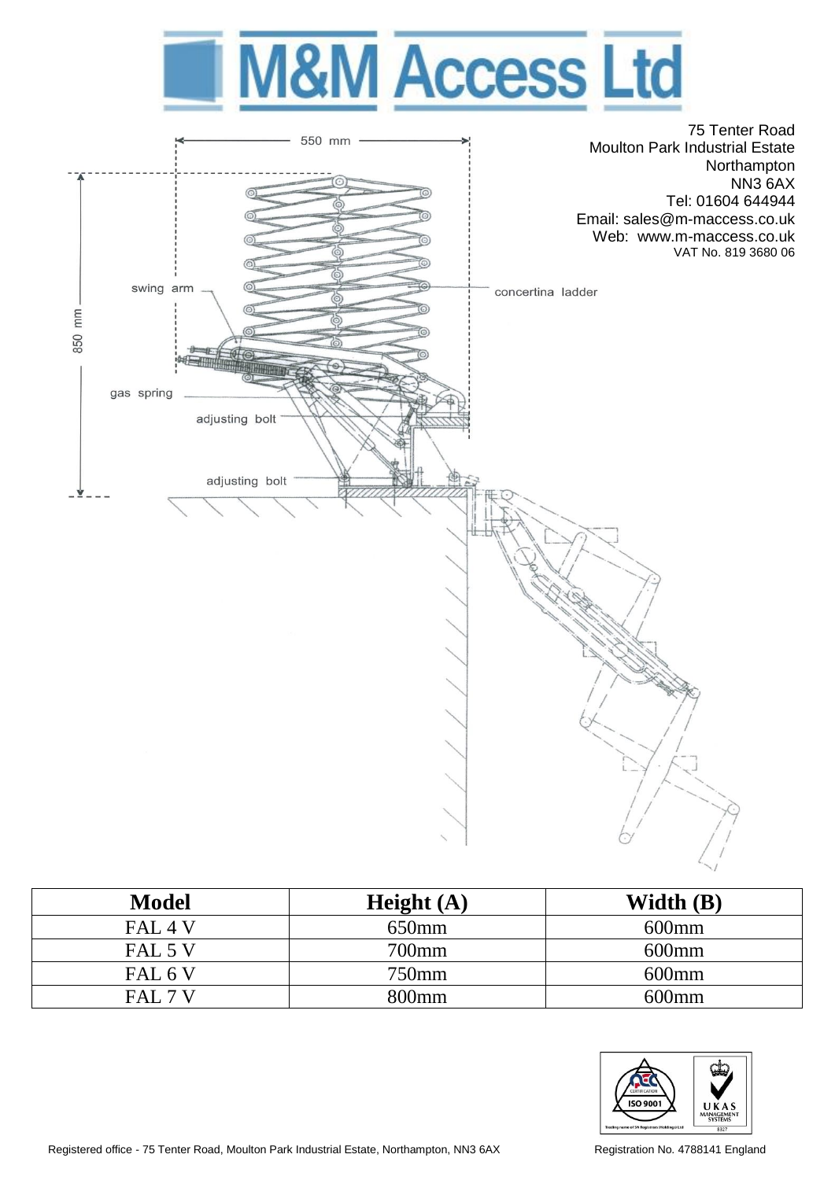# M&M Access Ltd

75 Tenter Road
Moulton Park Industrial Estate
Northampton
NN3 6AX
Tel: 01604 644944
Email: sales@m-maccess.co.uk
Web: www.m-maccess.co.uk
VAT No. 819 3680 06

550 mm

850 mm

swing arm

concertina ladder

gas spring

adjusting bolt

adjusting bolt

| Model | Height (A) | Width (B) |
|---|---|---|
| FAL 4 V | 650mm | 600mm |
| FAL 5 V | 700mm | 600mm |
| FAL 6 V | 750mm | 600mm |
| FAL 7 V | 800mm | 600mm |

Registered office - 75 Tenter Road, Moulton Park Industrial Estate, Northampton, NN3 6AX

Registration No. 4788141 England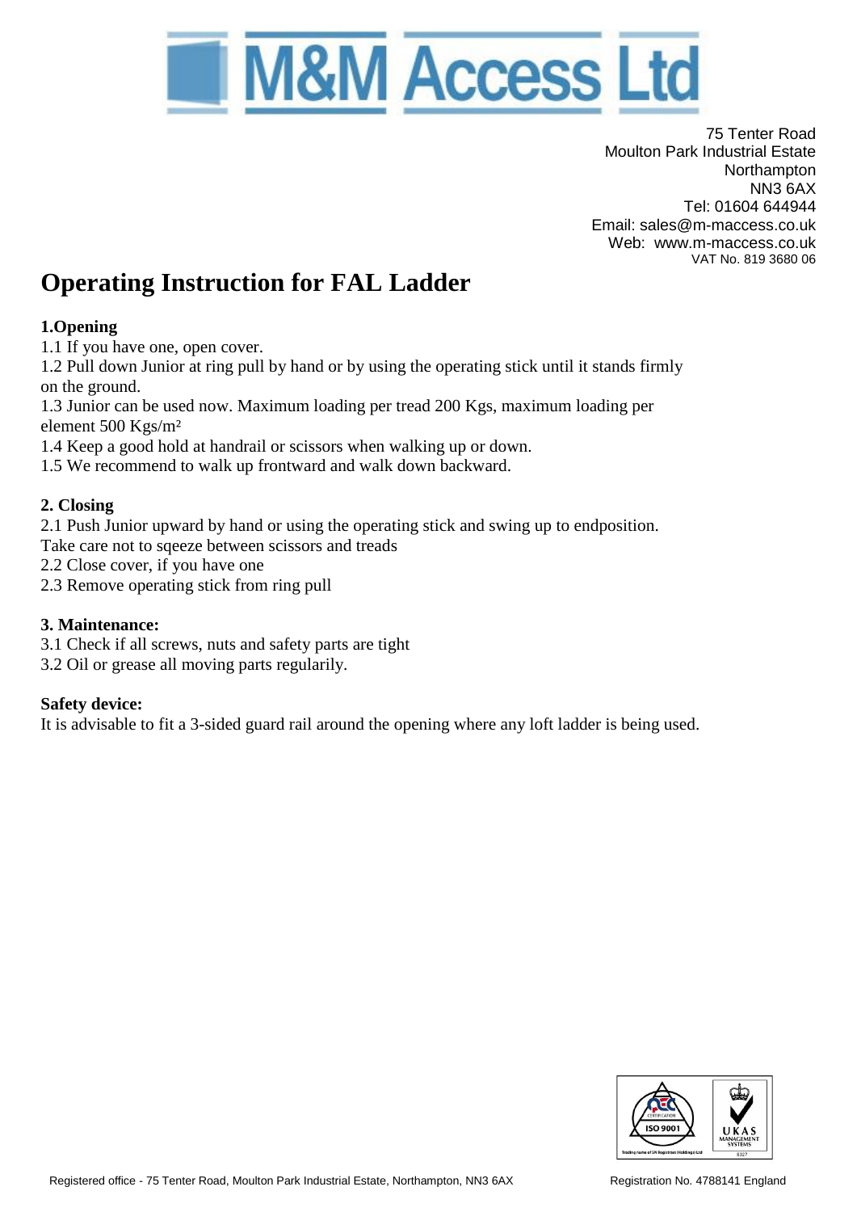# M&M Access Ltd

75 Tenter Road
Moulton Park Industrial Estate
Northampton
NN3 6AX
Tel: 01604 644944
Email: sales@m-maccess.co.uk
Web: www.m-maccess.co.uk
VAT No. 819 3680 06

# Operating Instruction for FAL Ladder

**1.Opening**

1.1 If you have one, open cover.
1.2 Pull down Junior at ring pull by hand or by using the operating stick until it stands firmly on the ground.
1.3 Junior can be used now. Maximum loading per tread 200 Kgs, maximum loading per element 500 Kgs/m²
1.4 Keep a good hold at handrail or scissors when walking up or down.
1.5 We recommend to walk up frontward and walk down backward.

**2. Closing**

2.1 Push Junior upward by hand or using the operating stick and swing up to endposition. Take care not to sqeeze between scissors and treads
2.2 Close cover, if you have one
2.3 Remove operating stick from ring pull

**3. Maintenance:**

3.1 Check if all screws, nuts and safety parts are tight
3.2 Oil or grease all moving parts regularily.

**Safety device:**

It is advisable to fit a 3-sided guard rail around the opening where any loft ladder is being used.

Registered office - 75 Tenter Road, Moulton Park Industrial Estate, Northampton, NN3 6AX

Registration No. 4788141 England